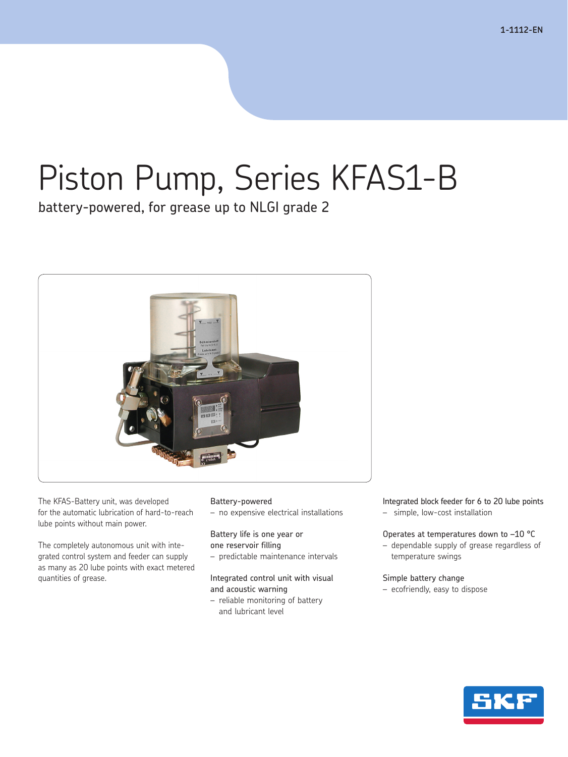1-1112-EN

# Piston Pump, Series KFAS1-B

battery-powered, for grease up to NLGI grade 2

The KFAS-Battery unit, was developed for the automatic lubrication of hard-to-reach lube points without main power.

The completely autonomous unit with integrated control system and feeder can supply as many as 20 lube points with exact metered quantities of grease.

Battery-powered
– no expensive electrical installations

Battery life is one year or one reservoir filling
– predictable maintenance intervals

Integrated control unit with visual and acoustic warning
– reliable monitoring of battery and lubricant level

Integrated block feeder for 6 to 20 lube points
– simple, low-cost installation

Operates at temperatures down to –10 °C
– dependable supply of grease regardless of temperature swings

Simple battery change
– ecofriendly, easy to dispose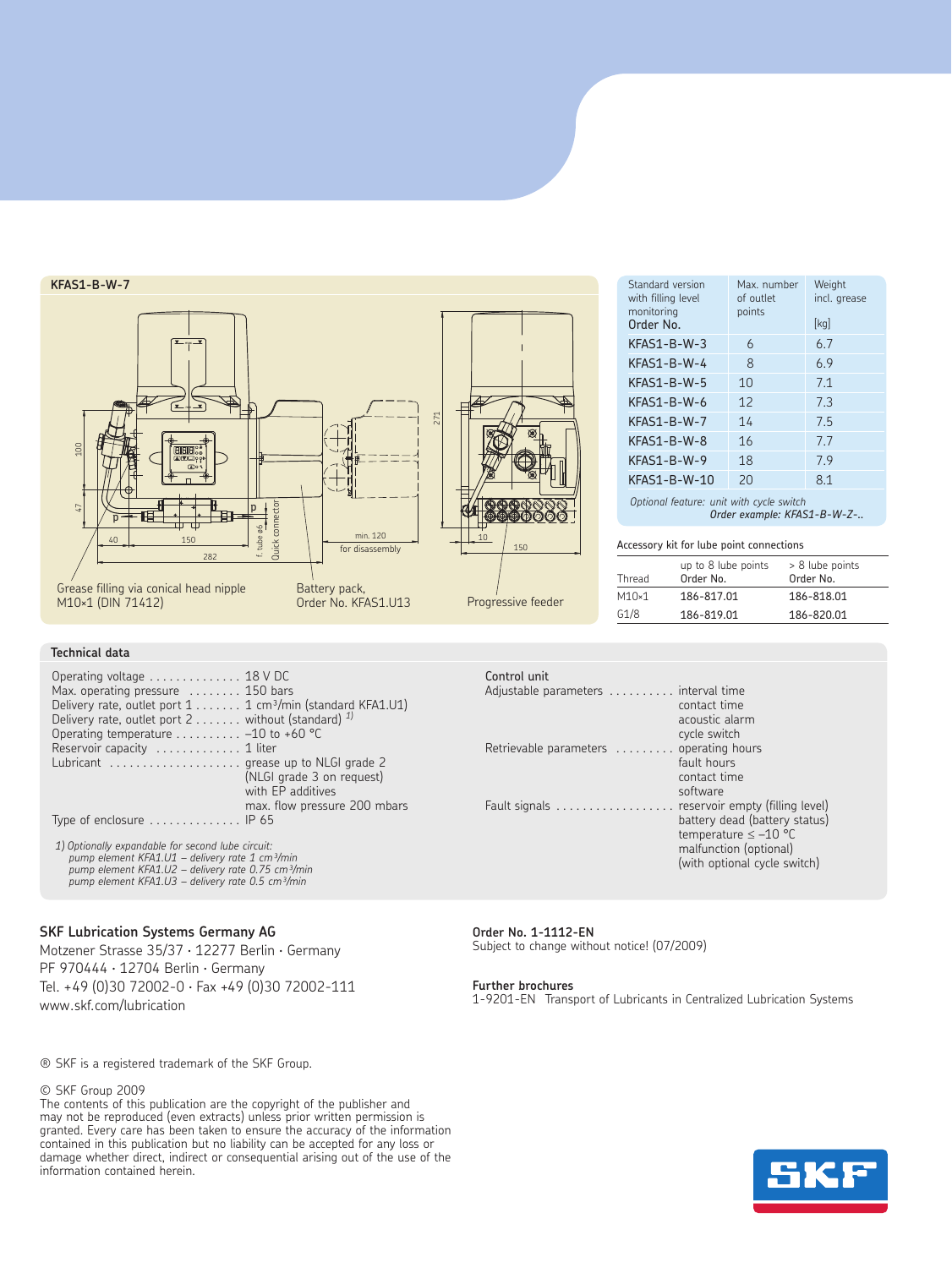## KFAS1-B-W-7

100

47

40

150

282

271

p

p

f. tube ø6

Quick connector

min. 120
for disassembly

10

150

Grease filling via conical head nipple
M10×1 (DIN 71412)

Battery pack,
Order No. KFAS1.U13

Progressive feeder

| Standard version with filling level monitoring Order No. | Max. number of outlet points | Weight incl. grease [kg] |
|---|---|---|
| KFAS1-B-W-3 | 6 | 6.7 |
| KFAS1-B-W-4 | 8 | 6.9 |
| KFAS1-B-W-5 | 10 | 7.1 |
| KFAS1-B-W-6 | 12 | 7.3 |
| KFAS1-B-W-7 | 14 | 7.5 |
| KFAS1-B-W-8 | 16 | 7.7 |
| KFAS1-B-W-9 | 18 | 7.9 |
| KFAS1-B-W-10 | 20 | 8.1 |

*Optional feature: unit with cycle switch*
*Order example: KFAS1-B-W-Z-..*

Accessory kit for lube point connections

| Thread | up to 8 lube points Order No. | > 8 lube points Order No. |
|---|---|---|
| M10×1 | 186-817.01 | 186-818.01 |
| G1/8 | 186-819.01 | 186-820.01 |

### Technical data

| | |
|---|---|
| Operating voltage | 18 V DC |
| Max. operating pressure | 150 bars |
| Delivery rate, outlet port 1 | 1 cm³/min (standard KFA1.U1) |
| Delivery rate, outlet port 2 | without (standard) [1)] |
| Operating temperature | –10 to +60 °C |
| Reservoir capacity | 1 liter |
| Lubricant | grease up to NLGI grade 2 (NLGI grade 3 on request) with EP additives max. flow pressure 200 mbars |
| Type of enclosure | IP 65 |

*1) Optionally expandable for second lube circuit:*
*pump element KFA1.U1 – delivery rate 1 cm³/min*
*pump element KFA1.U2 – delivery rate 0.75 cm³/min*
*pump element KFA1.U3 – delivery rate 0.5 cm³/min*

**Control unit**

| | |
|---|---|
| Adjustable parameters | interval time<br>contact time<br>acoustic alarm<br>cycle switch |
| Retrievable parameters | operating hours<br>fault hours<br>contact time<br>software |
| Fault signals | reservoir empty (filling level)<br>battery dead (battery status)<br>temperature ≤ –10 °C<br>malfunction (optional)<br>(with optional cycle switch) |

**SKF Lubrication Systems Germany AG**
Motzener Strasse 35/37 · 12277 Berlin · Germany
PF 970444 · 12704 Berlin · Germany
Tel. +49 (0)30 72002-0 · Fax +49 (0)30 72002-111
www.skf.com/lubrication

**Order No. 1-1112-EN**
Subject to change without notice! (07/2009)

**Further brochures**
1-9201-EN Transport of Lubricants in Centralized Lubrication Systems

® SKF is a registered trademark of the SKF Group.

© SKF Group 2009
The contents of this publication are the copyright of the publisher and may not be reproduced (even extracts) unless prior written permission is granted. Every care has been taken to ensure the accuracy of the information contained in this publication but no liability can be accepted for any loss or damage whether direct, indirect or consequential arising out of the use of the information contained herein.

SKF